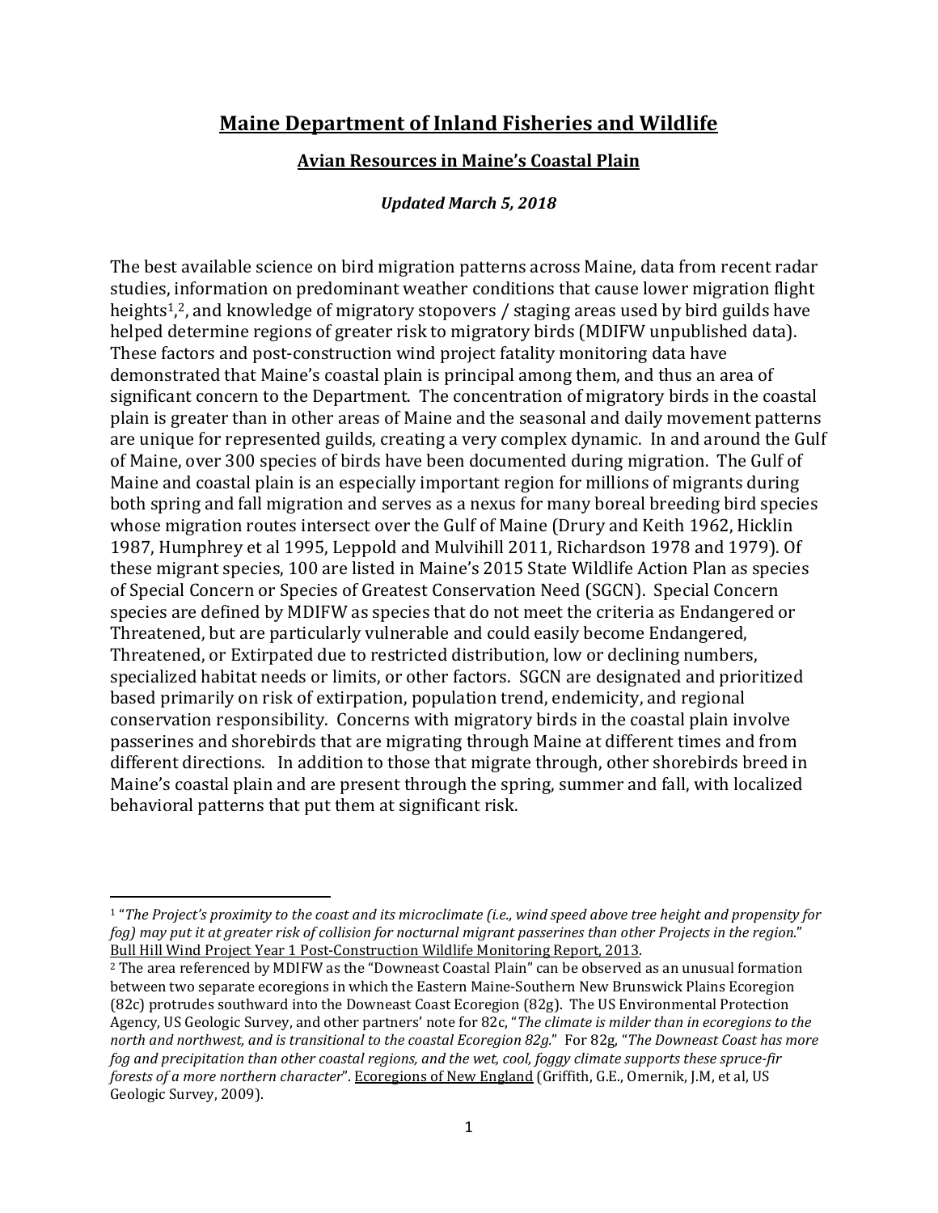# Maine Department of Inland Fisheries and Wildlife

## Avian Resources in Maine's Coastal Plain

***Updated March 5, 2018***

The best available science on bird migration patterns across Maine, data from recent radar studies, information on predominant weather conditions that cause lower migration flight heights[1],[2], and knowledge of migratory stopovers / staging areas used by bird guilds have helped determine regions of greater risk to migratory birds (MDIFW unpublished data). These factors and post-construction wind project fatality monitoring data have demonstrated that Maine's coastal plain is principal among them, and thus an area of significant concern to the Department. The concentration of migratory birds in the coastal plain is greater than in other areas of Maine and the seasonal and daily movement patterns are unique for represented guilds, creating a very complex dynamic. In and around the Gulf of Maine, over 300 species of birds have been documented during migration. The Gulf of Maine and coastal plain is an especially important region for millions of migrants during both spring and fall migration and serves as a nexus for many boreal breeding bird species whose migration routes intersect over the Gulf of Maine (Drury and Keith 1962, Hicklin 1987, Humphrey et al 1995, Leppold and Mulvihill 2011, Richardson 1978 and 1979). Of these migrant species, 100 are listed in Maine's 2015 State Wildlife Action Plan as species of Special Concern or Species of Greatest Conservation Need (SGCN). Special Concern species are defined by MDIFW as species that do not meet the criteria as Endangered or Threatened, but are particularly vulnerable and could easily become Endangered, Threatened, or Extirpated due to restricted distribution, low or declining numbers, specialized habitat needs or limits, or other factors. SGCN are designated and prioritized based primarily on risk of extirpation, population trend, endemicity, and regional conservation responsibility. Concerns with migratory birds in the coastal plain involve passerines and shorebirds that are migrating through Maine at different times and from different directions. In addition to those that migrate through, other shorebirds breed in Maine's coastal plain and are present through the spring, summer and fall, with localized behavioral patterns that put them at significant risk.

---

[1] "*The Project's proximity to the coast and its microclimate (i.e., wind speed above tree height and propensity for fog) may put it at greater risk of collision for nocturnal migrant passerines than other Projects in the region.*" Bull Hill Wind Project Year 1 Post-Construction Wildlife Monitoring Report, 2013.

[2] The area referenced by MDIFW as the "Downeast Coastal Plain" can be observed as an unusual formation between two separate ecoregions in which the Eastern Maine-Southern New Brunswick Plains Ecoregion (82c) protrudes southward into the Downeast Coast Ecoregion (82g). The US Environmental Protection Agency, US Geologic Survey, and other partners' note for 82c, "*The climate is milder than in ecoregions to the north and northwest, and is transitional to the coastal Ecoregion 82g.*" For 82g, "*The Downeast Coast has more fog and precipitation than other coastal regions, and the wet, cool, foggy climate supports these spruce-fir forests of a more northern character*". Ecoregions of New England (Griffith, G.E., Omernik, J.M, et al, US Geologic Survey, 2009).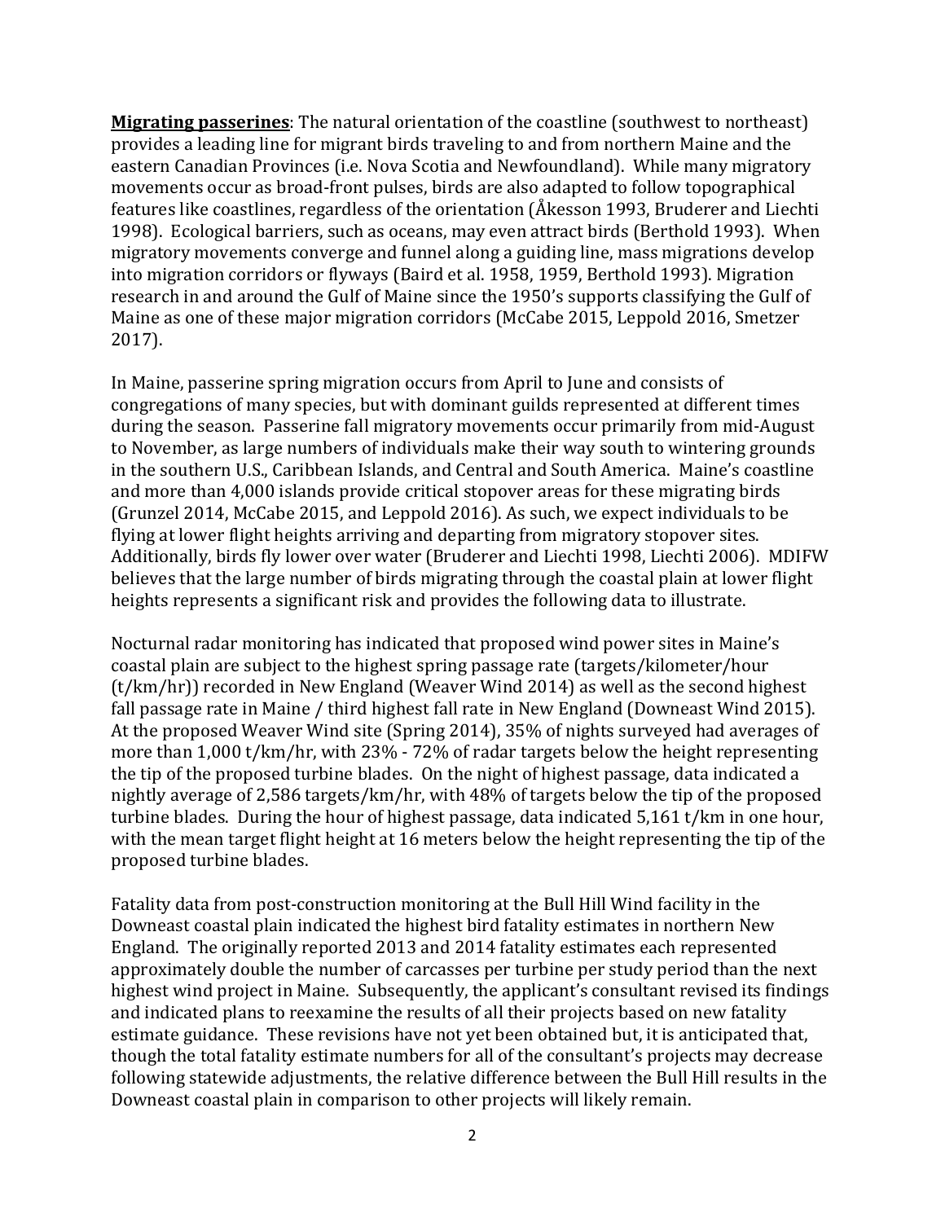**<u>Migrating passerines</u>**: The natural orientation of the coastline (southwest to northeast) provides a leading line for migrant birds traveling to and from northern Maine and the eastern Canadian Provinces (i.e. Nova Scotia and Newfoundland). While many migratory movements occur as broad-front pulses, birds are also adapted to follow topographical features like coastlines, regardless of the orientation (Åkesson 1993, Bruderer and Liechti 1998). Ecological barriers, such as oceans, may even attract birds (Berthold 1993). When migratory movements converge and funnel along a guiding line, mass migrations develop into migration corridors or flyways (Baird et al. 1958, 1959, Berthold 1993). Migration research in and around the Gulf of Maine since the 1950's supports classifying the Gulf of Maine as one of these major migration corridors (McCabe 2015, Leppold 2016, Smetzer 2017).

In Maine, passerine spring migration occurs from April to June and consists of congregations of many species, but with dominant guilds represented at different times during the season. Passerine fall migratory movements occur primarily from mid-August to November, as large numbers of individuals make their way south to wintering grounds in the southern U.S., Caribbean Islands, and Central and South America. Maine's coastline and more than 4,000 islands provide critical stopover areas for these migrating birds (Grunzel 2014, McCabe 2015, and Leppold 2016). As such, we expect individuals to be flying at lower flight heights arriving and departing from migratory stopover sites. Additionally, birds fly lower over water (Bruderer and Liechti 1998, Liechti 2006). MDIFW believes that the large number of birds migrating through the coastal plain at lower flight heights represents a significant risk and provides the following data to illustrate.

Nocturnal radar monitoring has indicated that proposed wind power sites in Maine's coastal plain are subject to the highest spring passage rate (targets/kilometer/hour (t/km/hr)) recorded in New England (Weaver Wind 2014) as well as the second highest fall passage rate in Maine / third highest fall rate in New England (Downeast Wind 2015). At the proposed Weaver Wind site (Spring 2014), 35% of nights surveyed had averages of more than 1,000 t/km/hr, with 23% - 72% of radar targets below the height representing the tip of the proposed turbine blades. On the night of highest passage, data indicated a nightly average of 2,586 targets/km/hr, with 48% of targets below the tip of the proposed turbine blades. During the hour of highest passage, data indicated 5,161 t/km in one hour, with the mean target flight height at 16 meters below the height representing the tip of the proposed turbine blades.

Fatality data from post-construction monitoring at the Bull Hill Wind facility in the Downeast coastal plain indicated the highest bird fatality estimates in northern New England. The originally reported 2013 and 2014 fatality estimates each represented approximately double the number of carcasses per turbine per study period than the next highest wind project in Maine. Subsequently, the applicant's consultant revised its findings and indicated plans to reexamine the results of all their projects based on new fatality estimate guidance. These revisions have not yet been obtained but, it is anticipated that, though the total fatality estimate numbers for all of the consultant's projects may decrease following statewide adjustments, the relative difference between the Bull Hill results in the Downeast coastal plain in comparison to other projects will likely remain.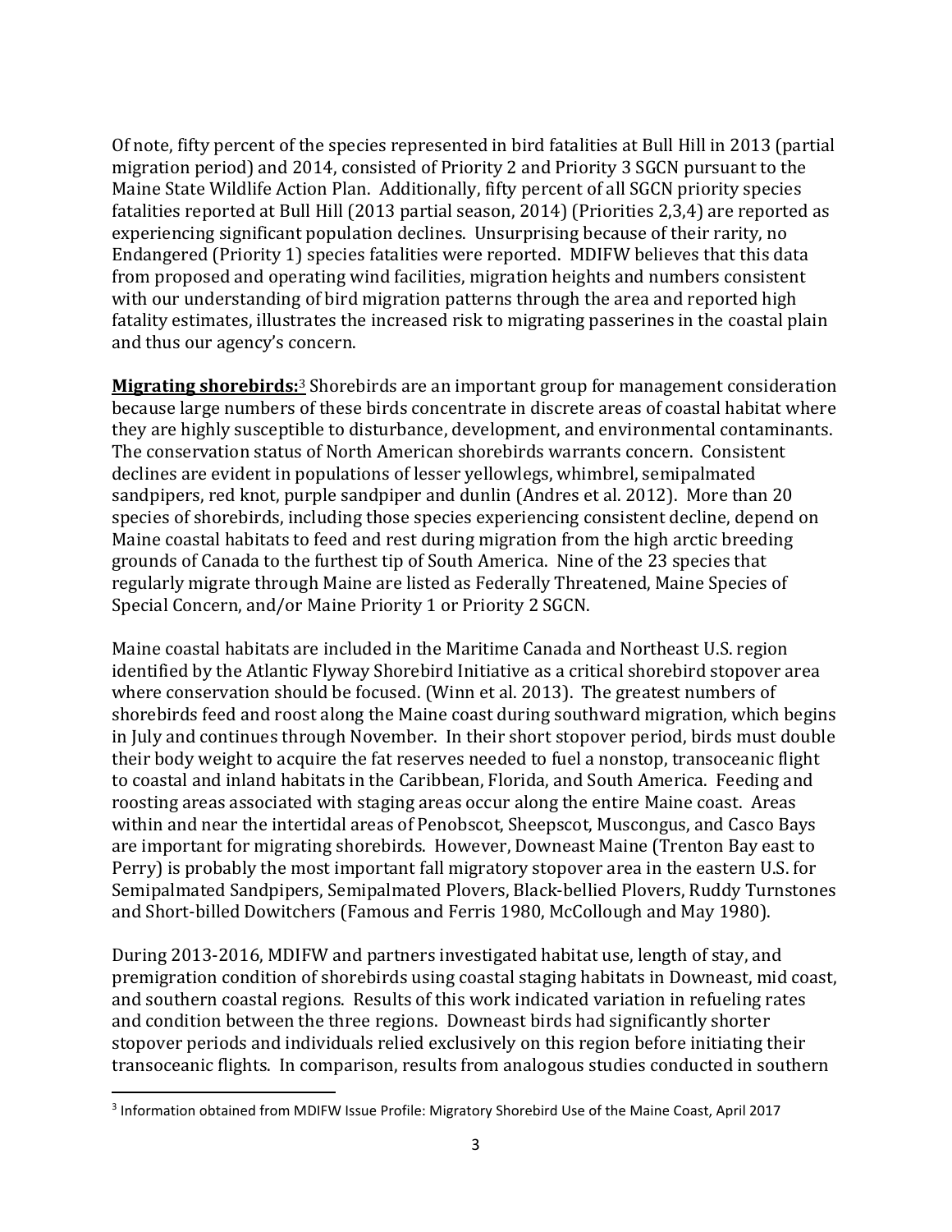Of note, fifty percent of the species represented in bird fatalities at Bull Hill in 2013 (partial migration period) and 2014, consisted of Priority 2 and Priority 3 SGCN pursuant to the Maine State Wildlife Action Plan. Additionally, fifty percent of all SGCN priority species fatalities reported at Bull Hill (2013 partial season, 2014) (Priorities 2,3,4) are reported as experiencing significant population declines. Unsurprising because of their rarity, no Endangered (Priority 1) species fatalities were reported. MDIFW believes that this data from proposed and operating wind facilities, migration heights and numbers consistent with our understanding of bird migration patterns through the area and reported high fatality estimates, illustrates the increased risk to migrating passerines in the coastal plain and thus our agency's concern.

**Migrating shorebirds:**[3] Shorebirds are an important group for management consideration because large numbers of these birds concentrate in discrete areas of coastal habitat where they are highly susceptible to disturbance, development, and environmental contaminants. The conservation status of North American shorebirds warrants concern. Consistent declines are evident in populations of lesser yellowlegs, whimbrel, semipalmated sandpipers, red knot, purple sandpiper and dunlin (Andres et al. 2012). More than 20 species of shorebirds, including those species experiencing consistent decline, depend on Maine coastal habitats to feed and rest during migration from the high arctic breeding grounds of Canada to the furthest tip of South America. Nine of the 23 species that regularly migrate through Maine are listed as Federally Threatened, Maine Species of Special Concern, and/or Maine Priority 1 or Priority 2 SGCN.

Maine coastal habitats are included in the Maritime Canada and Northeast U.S. region identified by the Atlantic Flyway Shorebird Initiative as a critical shorebird stopover area where conservation should be focused. (Winn et al. 2013). The greatest numbers of shorebirds feed and roost along the Maine coast during southward migration, which begins in July and continues through November. In their short stopover period, birds must double their body weight to acquire the fat reserves needed to fuel a nonstop, transoceanic flight to coastal and inland habitats in the Caribbean, Florida, and South America. Feeding and roosting areas associated with staging areas occur along the entire Maine coast. Areas within and near the intertidal areas of Penobscot, Sheepscot, Muscongus, and Casco Bays are important for migrating shorebirds. However, Downeast Maine (Trenton Bay east to Perry) is probably the most important fall migratory stopover area in the eastern U.S. for Semipalmated Sandpipers, Semipalmated Plovers, Black-bellied Plovers, Ruddy Turnstones and Short-billed Dowitchers (Famous and Ferris 1980, McCollough and May 1980).

During 2013-2016, MDIFW and partners investigated habitat use, length of stay, and premigration condition of shorebirds using coastal staging habitats in Downeast, mid coast, and southern coastal regions. Results of this work indicated variation in refueling rates and condition between the three regions. Downeast birds had significantly shorter stopover periods and individuals relied exclusively on this region before initiating their transoceanic flights. In comparison, results from analogous studies conducted in southern

---

[3] Information obtained from MDIFW Issue Profile: Migratory Shorebird Use of the Maine Coast, April 2017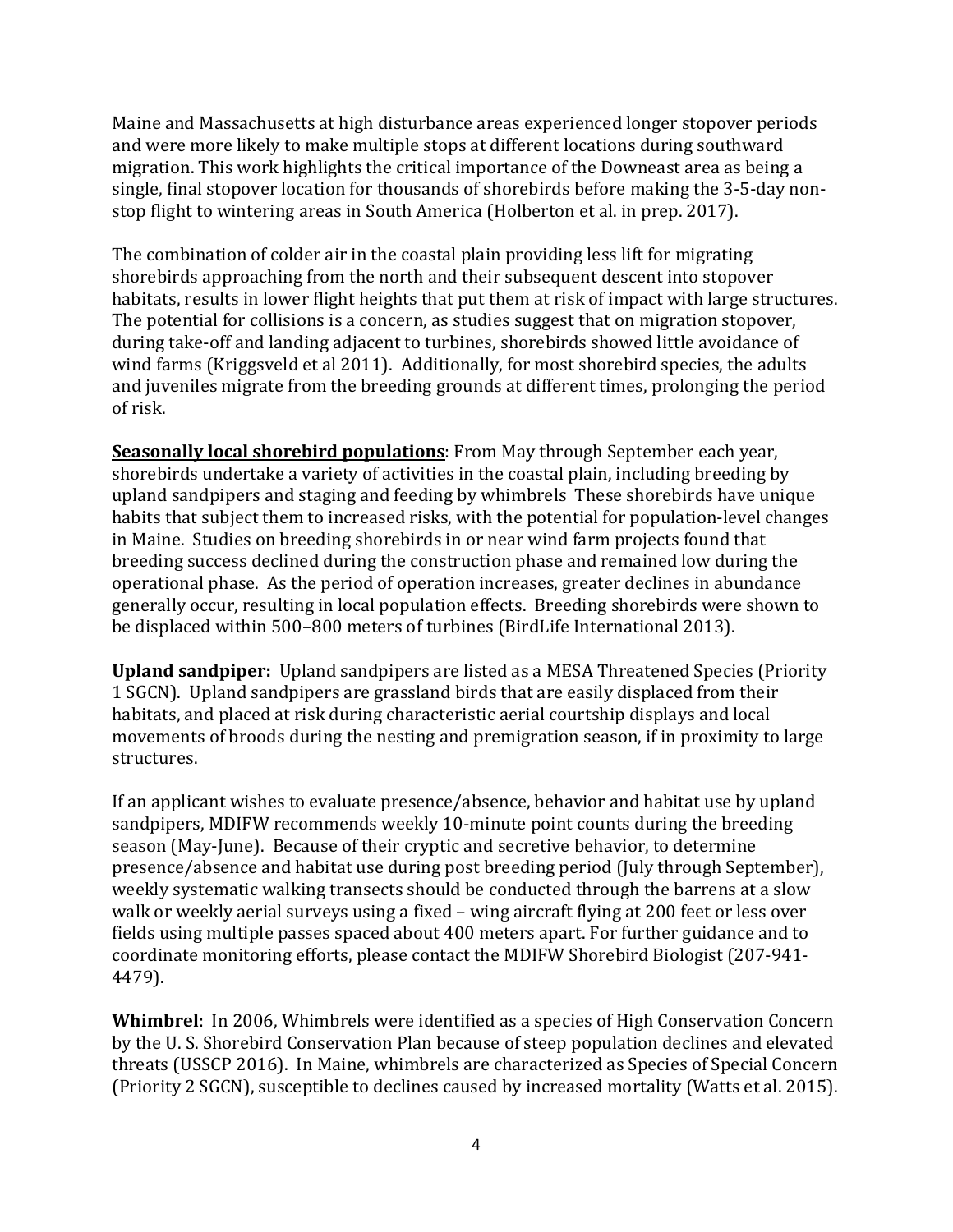Maine and Massachusetts at high disturbance areas experienced longer stopover periods and were more likely to make multiple stops at different locations during southward migration. This work highlights the critical importance of the Downeast area as being a single, final stopover location for thousands of shorebirds before making the 3-5-day non-stop flight to wintering areas in South America (Holberton et al. in prep. 2017).

The combination of colder air in the coastal plain providing less lift for migrating shorebirds approaching from the north and their subsequent descent into stopover habitats, results in lower flight heights that put them at risk of impact with large structures. The potential for collisions is a concern, as studies suggest that on migration stopover, during take-off and landing adjacent to turbines, shorebirds showed little avoidance of wind farms (Kriggsveld et al 2011). Additionally, for most shorebird species, the adults and juveniles migrate from the breeding grounds at different times, prolonging the period of risk.

**Seasonally local shorebird populations**: From May through September each year, shorebirds undertake a variety of activities in the coastal plain, including breeding by upland sandpipers and staging and feeding by whimbrels These shorebirds have unique habits that subject them to increased risks, with the potential for population-level changes in Maine. Studies on breeding shorebirds in or near wind farm projects found that breeding success declined during the construction phase and remained low during the operational phase. As the period of operation increases, greater declines in abundance generally occur, resulting in local population effects. Breeding shorebirds were shown to be displaced within 500–800 meters of turbines (BirdLife International 2013).

**Upland sandpiper:** Upland sandpipers are listed as a MESA Threatened Species (Priority 1 SGCN). Upland sandpipers are grassland birds that are easily displaced from their habitats, and placed at risk during characteristic aerial courtship displays and local movements of broods during the nesting and premigration season, if in proximity to large structures.

If an applicant wishes to evaluate presence/absence, behavior and habitat use by upland sandpipers, MDIFW recommends weekly 10-minute point counts during the breeding season (May-June). Because of their cryptic and secretive behavior, to determine presence/absence and habitat use during post breeding period (July through September), weekly systematic walking transects should be conducted through the barrens at a slow walk or weekly aerial surveys using a fixed – wing aircraft flying at 200 feet or less over fields using multiple passes spaced about 400 meters apart. For further guidance and to coordinate monitoring efforts, please contact the MDIFW Shorebird Biologist (207-941-4479).

**Whimbrel**: In 2006, Whimbrels were identified as a species of High Conservation Concern by the U. S. Shorebird Conservation Plan because of steep population declines and elevated threats (USSCP 2016). In Maine, whimbrels are characterized as Species of Special Concern (Priority 2 SGCN), susceptible to declines caused by increased mortality (Watts et al. 2015).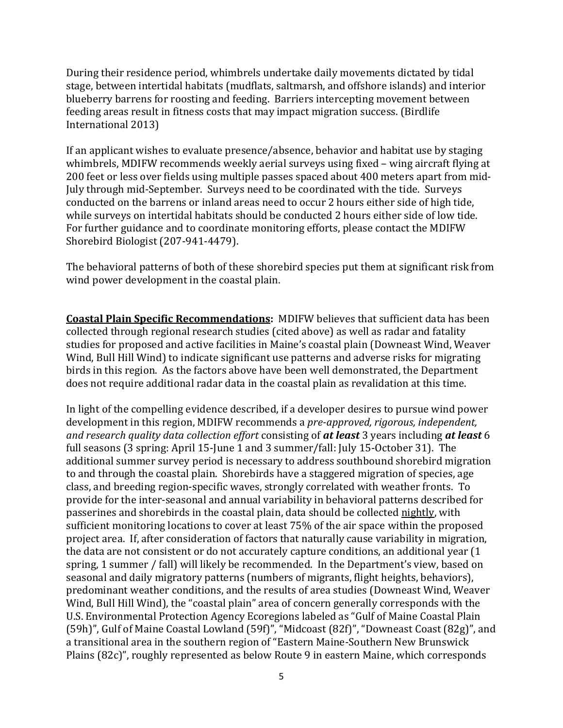During their residence period, whimbrels undertake daily movements dictated by tidal stage, between intertidal habitats (mudflats, saltmarsh, and offshore islands) and interior blueberry barrens for roosting and feeding. Barriers intercepting movement between feeding areas result in fitness costs that may impact migration success. (Birdlife International 2013)

If an applicant wishes to evaluate presence/absence, behavior and habitat use by staging whimbrels, MDIFW recommends weekly aerial surveys using fixed – wing aircraft flying at 200 feet or less over fields using multiple passes spaced about 400 meters apart from mid-July through mid-September. Surveys need to be coordinated with the tide. Surveys conducted on the barrens or inland areas need to occur 2 hours either side of high tide, while surveys on intertidal habitats should be conducted 2 hours either side of low tide. For further guidance and to coordinate monitoring efforts, please contact the MDIFW Shorebird Biologist (207-941-4479).

The behavioral patterns of both of these shorebird species put them at significant risk from wind power development in the coastal plain.

**Coastal Plain Specific Recommendations:** MDIFW believes that sufficient data has been collected through regional research studies (cited above) as well as radar and fatality studies for proposed and active facilities in Maine's coastal plain (Downeast Wind, Weaver Wind, Bull Hill Wind) to indicate significant use patterns and adverse risks for migrating birds in this region. As the factors above have been well demonstrated, the Department does not require additional radar data in the coastal plain as revalidation at this time.

In light of the compelling evidence described, if a developer desires to pursue wind power development in this region, MDIFW recommends a *pre-approved, rigorous, independent, and research quality data collection effort* consisting of ***at least*** 3 years including ***at least*** 6 full seasons (3 spring: April 15-June 1 and 3 summer/fall: July 15-October 31). The additional summer survey period is necessary to address southbound shorebird migration to and through the coastal plain. Shorebirds have a staggered migration of species, age class, and breeding region-specific waves, strongly correlated with weather fronts. To provide for the inter-seasonal and annual variability in behavioral patterns described for passerines and shorebirds in the coastal plain, data should be collected <u>nightly</u>, with sufficient monitoring locations to cover at least 75% of the air space within the proposed project area. If, after consideration of factors that naturally cause variability in migration, the data are not consistent or do not accurately capture conditions, an additional year (1 spring, 1 summer / fall) will likely be recommended. In the Department's view, based on seasonal and daily migratory patterns (numbers of migrants, flight heights, behaviors), predominant weather conditions, and the results of area studies (Downeast Wind, Weaver Wind, Bull Hill Wind), the "coastal plain" area of concern generally corresponds with the U.S. Environmental Protection Agency Ecoregions labeled as "Gulf of Maine Coastal Plain (59h)", Gulf of Maine Coastal Lowland (59f)", "Midcoast (82f)", "Downeast Coast (82g)", and a transitional area in the southern region of "Eastern Maine-Southern New Brunswick Plains (82c)", roughly represented as below Route 9 in eastern Maine, which corresponds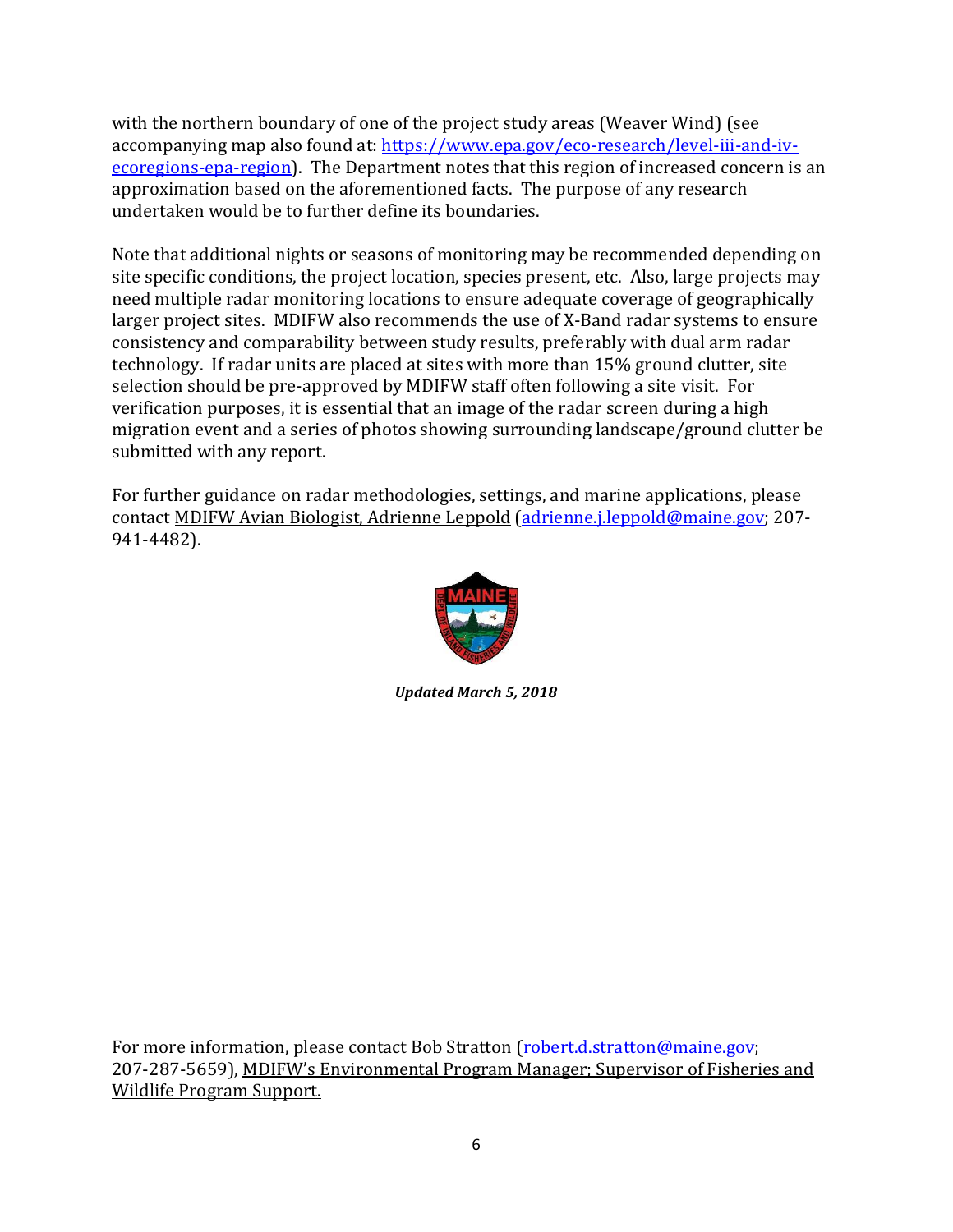with the northern boundary of one of the project study areas (Weaver Wind) (see accompanying map also found at: [https://www.epa.gov/eco-research/level-iii-and-iv-ecoregions-epa-region](https://www.epa.gov/eco-research/level-iii-and-iv-ecoregions-epa-region)). The Department notes that this region of increased concern is an approximation based on the aforementioned facts. The purpose of any research undertaken would be to further define its boundaries.

Note that additional nights or seasons of monitoring may be recommended depending on site specific conditions, the project location, species present, etc. Also, large projects may need multiple radar monitoring locations to ensure adequate coverage of geographically larger project sites. MDIFW also recommends the use of X-Band radar systems to ensure consistency and comparability between study results, preferably with dual arm radar technology. If radar units are placed at sites with more than 15% ground clutter, site selection should be pre-approved by MDIFW staff often following a site visit. For verification purposes, it is essential that an image of the radar screen during a high migration event and a series of photos showing surrounding landscape/ground clutter be submitted with any report.

For further guidance on radar methodologies, settings, and marine applications, please contact MDIFW Avian Biologist, Adrienne Leppold ([adrienne.j.leppold@maine.gov](mailto:adrienne.j.leppold@maine.gov); 207-941-4482).

***Updated March 5, 2018***

For more information, please contact Bob Stratton ([robert.d.stratton@maine.gov](mailto:robert.d.stratton@maine.gov); 207-287-5659), MDIFW's Environmental Program Manager; Supervisor of Fisheries and Wildlife Program Support.